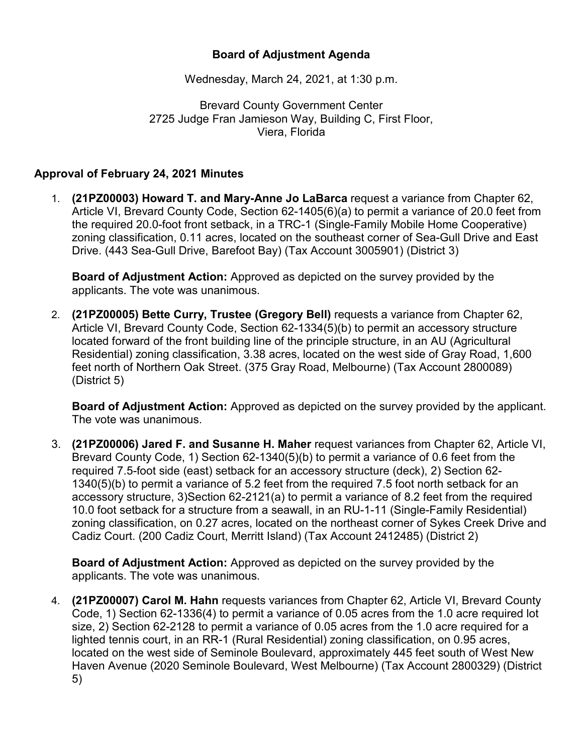# Board of Adjustment Agenda

Wednesday, March 24, 2021, at 1:30 p.m.

Brevard County Government Center
2725 Judge Fran Jamieson Way, Building C, First Floor,
Viera, Florida

## Approval of February 24, 2021 Minutes

1. **(21PZ00003) Howard T. and Mary-Anne Jo LaBarca** request a variance from Chapter 62, Article VI, Brevard County Code, Section 62-1405(6)(a) to permit a variance of 20.0 feet from the required 20.0-foot front setback, in a TRC-1 (Single-Family Mobile Home Cooperative) zoning classification, 0.11 acres, located on the southeast corner of Sea-Gull Drive and East Drive. (443 Sea-Gull Drive, Barefoot Bay) (Tax Account 3005901) (District 3)

   **Board of Adjustment Action:** Approved as depicted on the survey provided by the applicants. The vote was unanimous.

2. **(21PZ00005) Bette Curry, Trustee (Gregory Bell)** requests a variance from Chapter 62, Article VI, Brevard County Code, Section 62-1334(5)(b) to permit an accessory structure located forward of the front building line of the principle structure, in an AU (Agricultural Residential) zoning classification, 3.38 acres, located on the west side of Gray Road, 1,600 feet north of Northern Oak Street. (375 Gray Road, Melbourne) (Tax Account 2800089) (District 5)

   **Board of Adjustment Action:** Approved as depicted on the survey provided by the applicant. The vote was unanimous.

3. **(21PZ00006) Jared F. and Susanne H. Maher** request variances from Chapter 62, Article VI, Brevard County Code, 1) Section 62-1340(5)(b) to permit a variance of 0.6 feet from the required 7.5-foot side (east) setback for an accessory structure (deck), 2) Section 62-1340(5)(b) to permit a variance of 5.2 feet from the required 7.5 foot north setback for an accessory structure, 3)Section 62-2121(a) to permit a variance of 8.2 feet from the required 10.0 foot setback for a structure from a seawall, in an RU-1-11 (Single-Family Residential) zoning classification, on 0.27 acres, located on the northeast corner of Sykes Creek Drive and Cadiz Court. (200 Cadiz Court, Merritt Island) (Tax Account 2412485) (District 2)

   **Board of Adjustment Action:** Approved as depicted on the survey provided by the applicants. The vote was unanimous.

4. **(21PZ00007) Carol M. Hahn** requests variances from Chapter 62, Article VI, Brevard County Code, 1) Section 62-1336(4) to permit a variance of 0.05 acres from the 1.0 acre required lot size, 2) Section 62-2128 to permit a variance of 0.05 acres from the 1.0 acre required for a lighted tennis court, in an RR-1 (Rural Residential) zoning classification, on 0.95 acres, located on the west side of Seminole Boulevard, approximately 445 feet south of West New Haven Avenue (2020 Seminole Boulevard, West Melbourne) (Tax Account 2800329) (District 5)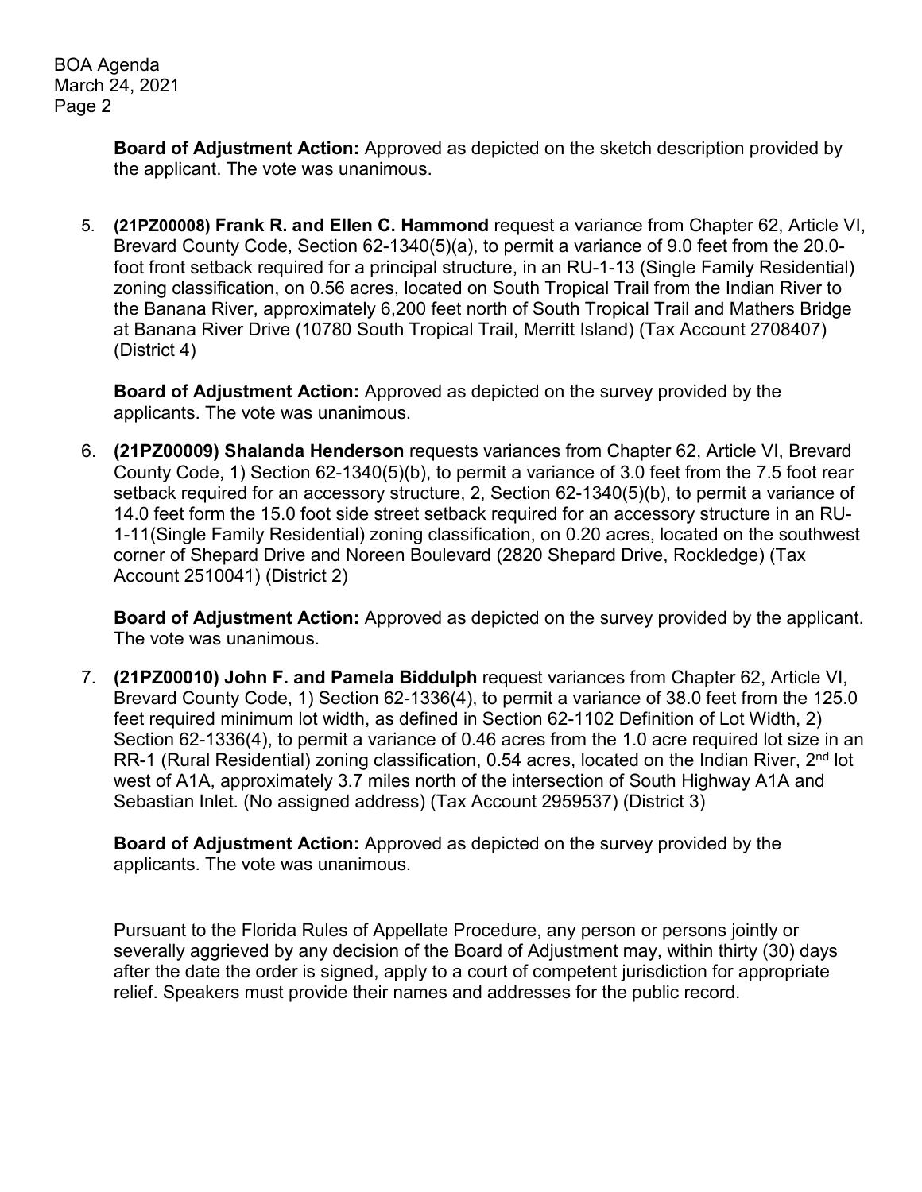**Board of Adjustment Action:** Approved as depicted on the sketch description provided by the applicant. The vote was unanimous.

5. **(21PZ00008) Frank R. and Ellen C. Hammond** request a variance from Chapter 62, Article VI, Brevard County Code, Section 62-1340(5)(a), to permit a variance of 9.0 feet from the 20.0-foot front setback required for a principal structure, in an RU-1-13 (Single Family Residential) zoning classification, on 0.56 acres, located on South Tropical Trail from the Indian River to the Banana River, approximately 6,200 feet north of South Tropical Trail and Mathers Bridge at Banana River Drive (10780 South Tropical Trail, Merritt Island) (Tax Account 2708407) (District 4)

   **Board of Adjustment Action:** Approved as depicted on the survey provided by the applicants. The vote was unanimous.

6. **(21PZ00009) Shalanda Henderson** requests variances from Chapter 62, Article VI, Brevard County Code, 1) Section 62-1340(5)(b), to permit a variance of 3.0 feet from the 7.5 foot rear setback required for an accessory structure, 2, Section 62-1340(5)(b), to permit a variance of 14.0 feet form the 15.0 foot side street setback required for an accessory structure in an RU-1-11(Single Family Residential) zoning classification, on 0.20 acres, located on the southwest corner of Shepard Drive and Noreen Boulevard (2820 Shepard Drive, Rockledge) (Tax Account 2510041) (District 2)

   **Board of Adjustment Action:** Approved as depicted on the survey provided by the applicant. The vote was unanimous.

7. **(21PZ00010) John F. and Pamela Biddulph** request variances from Chapter 62, Article VI, Brevard County Code, 1) Section 62-1336(4), to permit a variance of 38.0 feet from the 125.0 feet required minimum lot width, as defined in Section 62-1102 Definition of Lot Width, 2) Section 62-1336(4), to permit a variance of 0.46 acres from the 1.0 acre required lot size in an RR-1 (Rural Residential) zoning classification, 0.54 acres, located on the Indian River, 2nd lot west of A1A, approximately 3.7 miles north of the intersection of South Highway A1A and Sebastian Inlet. (No assigned address) (Tax Account 2959537) (District 3)

   **Board of Adjustment Action:** Approved as depicted on the survey provided by the applicants. The vote was unanimous.

Pursuant to the Florida Rules of Appellate Procedure, any person or persons jointly or severally aggrieved by any decision of the Board of Adjustment may, within thirty (30) days after the date the order is signed, apply to a court of competent jurisdiction for appropriate relief. Speakers must provide their names and addresses for the public record.